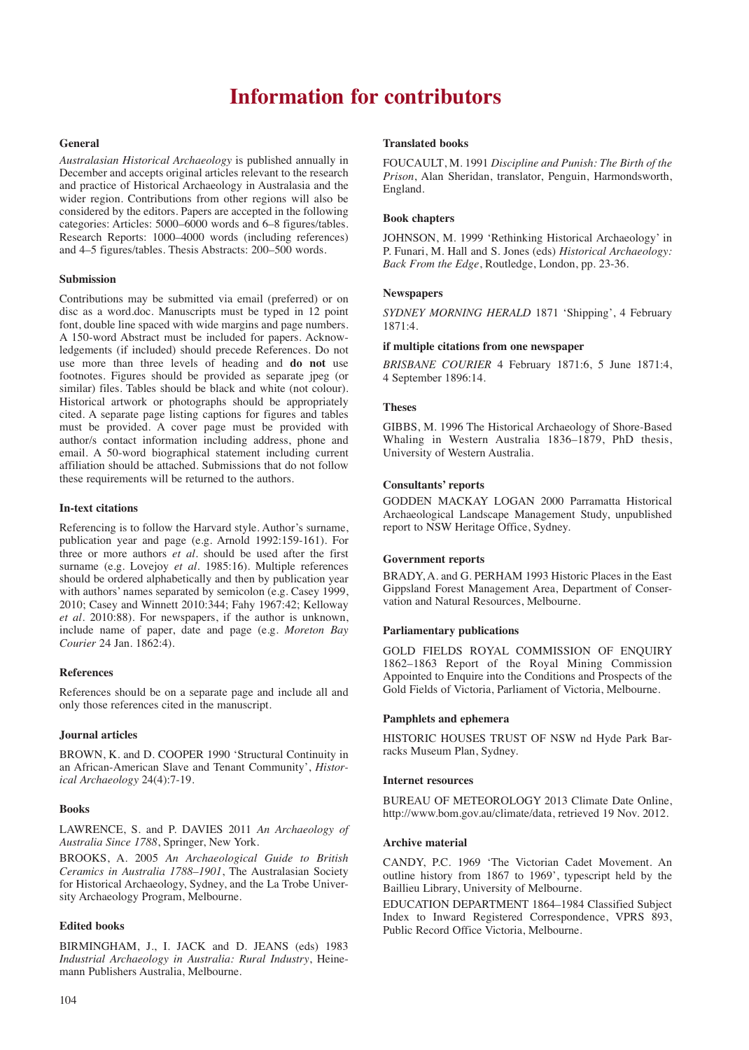# Information for contributors

### General

*Australasian Historical Archaeology* is published annually in December and accepts original articles relevant to the research and practice of Historical Archaeology in Australasia and the wider region. Contributions from other regions will also be considered by the editors. Papers are accepted in the following categories: Articles: 5000–6000 words and 6–8 figures/tables. Research Reports: 1000–4000 words (including references) and 4–5 figures/tables. Thesis Abstracts: 200–500 words.

### Submission

Contributions may be submitted via email (preferred) or on disc as a word.doc. Manuscripts must be typed in 12 point font, double line spaced with wide margins and page numbers. A 150-word Abstract must be included for papers. Acknowledgements (if included) should precede References. Do not use more than three levels of heading and **do not** use footnotes. Figures should be provided as separate jpeg (or similar) files. Tables should be black and white (not colour). Historical artwork or photographs should be appropriately cited. A separate page listing captions for figures and tables must be provided. A cover page must be provided with author/s contact information including address, phone and email. A 50-word biographical statement including current affiliation should be attached. Submissions that do not follow these requirements will be returned to the authors.

### In-text citations

Referencing is to follow the Harvard style. Author's surname, publication year and page (e.g. Arnold 1992:159-161). For three or more authors *et al*. should be used after the first surname (e.g. Lovejoy *et al*. 1985:16). Multiple references should be ordered alphabetically and then by publication year with authors' names separated by semicolon (e.g. Casey 1999, 2010; Casey and Winnett 2010:344; Fahy 1967:42; Kelloway *et al*. 2010:88). For newspapers, if the author is unknown, include name of paper, date and page (e.g. *Moreton Bay Courier* 24 Jan. 1862:4).

### References

References should be on a separate page and include all and only those references cited in the manuscript.

### Journal articles

BROWN, K. and D. COOPER 1990 'Structural Continuity in an African-American Slave and Tenant Community', *Historical Archaeology* 24(4):7-19.

### Books

LAWRENCE, S. and P. DAVIES 2011 *An Archaeology of Australia Since 1788*, Springer, New York.

BROOKS, A. 2005 *An Archaeological Guide to British Ceramics in Australia 1788–1901*, The Australasian Society for Historical Archaeology, Sydney, and the La Trobe University Archaeology Program, Melbourne.

### Edited books

BIRMINGHAM, J., I. JACK and D. JEANS (eds) 1983 *Industrial Archaeology in Australia: Rural Industry*, Heinemann Publishers Australia, Melbourne.

### Translated books

FOUCAULT, M. 1991 *Discipline and Punish: The Birth of the Prison*, Alan Sheridan, translator, Penguin, Harmondsworth, England.

### Book chapters

JOHNSON, M. 1999 'Rethinking Historical Archaeology' in P. Funari, M. Hall and S. Jones (eds) *Historical Archaeology: Back From the Edge*, Routledge, London, pp. 23-36.

### Newspapers

*SYDNEY MORNING HERALD* 1871 'Shipping', 4 February 1871:4.

### if multiple citations from one newspaper

*BRISBANE COURIER* 4 February 1871:6, 5 June 1871:4, 4 September 1896:14.

### Theses

GIBBS, M. 1996 The Historical Archaeology of Shore-Based Whaling in Western Australia 1836–1879, PhD thesis, University of Western Australia.

### Consultants' reports

GODDEN MACKAY LOGAN 2000 Parramatta Historical Archaeological Landscape Management Study, unpublished report to NSW Heritage Office, Sydney.

### Government reports

BRADY, A. and G. PERHAM 1993 Historic Places in the East Gippsland Forest Management Area, Department of Conservation and Natural Resources, Melbourne.

### Parliamentary publications

GOLD FIELDS ROYAL COMMISSION OF ENQUIRY 1862–1863 Report of the Royal Mining Commission Appointed to Enquire into the Conditions and Prospects of the Gold Fields of Victoria, Parliament of Victoria, Melbourne.

### Pamphlets and ephemera

HISTORIC HOUSES TRUST OF NSW nd Hyde Park Barracks Museum Plan, Sydney.

### Internet resources

BUREAU OF METEOROLOGY 2013 Climate Date Online, http://www.bom.gov.au/climate/data, retrieved 19 Nov. 2012.

### Archive material

CANDY, P.C. 1969 'The Victorian Cadet Movement. An outline history from 1867 to 1969', typescript held by the Baillieu Library, University of Melbourne.

EDUCATION DEPARTMENT 1864–1984 Classified Subject Index to Inward Registered Correspondence, VPRS 893, Public Record Office Victoria, Melbourne.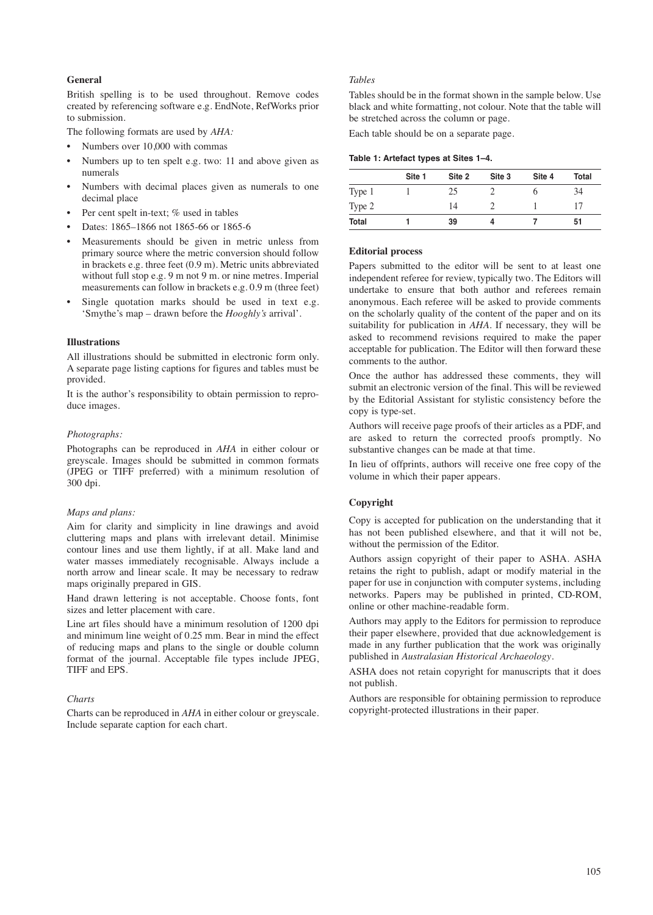### General

British spelling is to be used throughout. Remove codes created by referencing software e.g. EndNote, RefWorks prior to submission.

The following formats are used by *AHA:*

- Numbers over 10,000 with commas
- Numbers up to ten spelt e.g. two: 11 and above given as numerals
- Numbers with decimal places given as numerals to one decimal place
- Per cent spelt in-text; % used in tables
- Dates: 1865–1866 not 1865-66 or 1865-6
- Measurements should be given in metric unless from primary source where the metric conversion should follow in brackets e.g. three feet (0.9 m). Metric units abbreviated without full stop e.g. 9 m not 9 m. or nine metres. Imperial measurements can follow in brackets e.g. 0.9 m (three feet)
- Single quotation marks should be used in text e.g. 'Smythe's map – drawn before the *Hooghly's* arrival'.

### Illustrations

All illustrations should be submitted in electronic form only. A separate page listing captions for figures and tables must be provided.

It is the author's responsibility to obtain permission to reproduce images.

*Photographs:*

Photographs can be reproduced in *AHA* in either colour or greyscale. Images should be submitted in common formats (JPEG or TIFF preferred) with a minimum resolution of 300 dpi.

*Maps and plans:*

Aim for clarity and simplicity in line drawings and avoid cluttering maps and plans with irrelevant detail. Minimise contour lines and use them lightly, if at all. Make land and water masses immediately recognisable. Always include a north arrow and linear scale. It may be necessary to redraw maps originally prepared in GIS.

Hand drawn lettering is not acceptable. Choose fonts, font sizes and letter placement with care.

Line art files should have a minimum resolution of 1200 dpi and minimum line weight of 0.25 mm. Bear in mind the effect of reducing maps and plans to the single or double column format of the journal. Acceptable file types include JPEG, TIFF and EPS.

*Charts*

Charts can be reproduced in *AHA* in either colour or greyscale. Include separate caption for each chart.

*Tables*

Tables should be in the format shown in the sample below. Use black and white formatting, not colour. Note that the table will be stretched across the column or page.

Each table should be on a separate page.

**Table 1: Artefact types at Sites 1–4.**

| | Site 1 | Site 2 | Site 3 | Site 4 | Total |
|---|---|---|---|---|---|
| Type 1 | 1 | 25 | 2 | 6 | 34 |
| Type 2 | | 14 | 2 | 1 | 17 |
| **Total** | **1** | **39** | **4** | **7** | **51** |

### Editorial process

Papers submitted to the editor will be sent to at least one independent referee for review, typically two. The Editors will undertake to ensure that both author and referees remain anonymous. Each referee will be asked to provide comments on the scholarly quality of the content of the paper and on its suitability for publication in *AHA*. If necessary, they will be asked to recommend revisions required to make the paper acceptable for publication. The Editor will then forward these comments to the author.

Once the author has addressed these comments, they will submit an electronic version of the final. This will be reviewed by the Editorial Assistant for stylistic consistency before the copy is type-set.

Authors will receive page proofs of their articles as a PDF, and are asked to return the corrected proofs promptly. No substantive changes can be made at that time.

In lieu of offprints, authors will receive one free copy of the volume in which their paper appears.

### Copyright

Copy is accepted for publication on the understanding that it has not been published elsewhere, and that it will not be, without the permission of the Editor.

Authors assign copyright of their paper to ASHA. ASHA retains the right to publish, adapt or modify material in the paper for use in conjunction with computer systems, including networks. Papers may be published in printed, CD-ROM, online or other machine-readable form.

Authors may apply to the Editors for permission to reproduce their paper elsewhere, provided that due acknowledgement is made in any further publication that the work was originally published in *Australasian Historical Archaeology*.

ASHA does not retain copyright for manuscripts that it does not publish.

Authors are responsible for obtaining permission to reproduce copyright-protected illustrations in their paper.